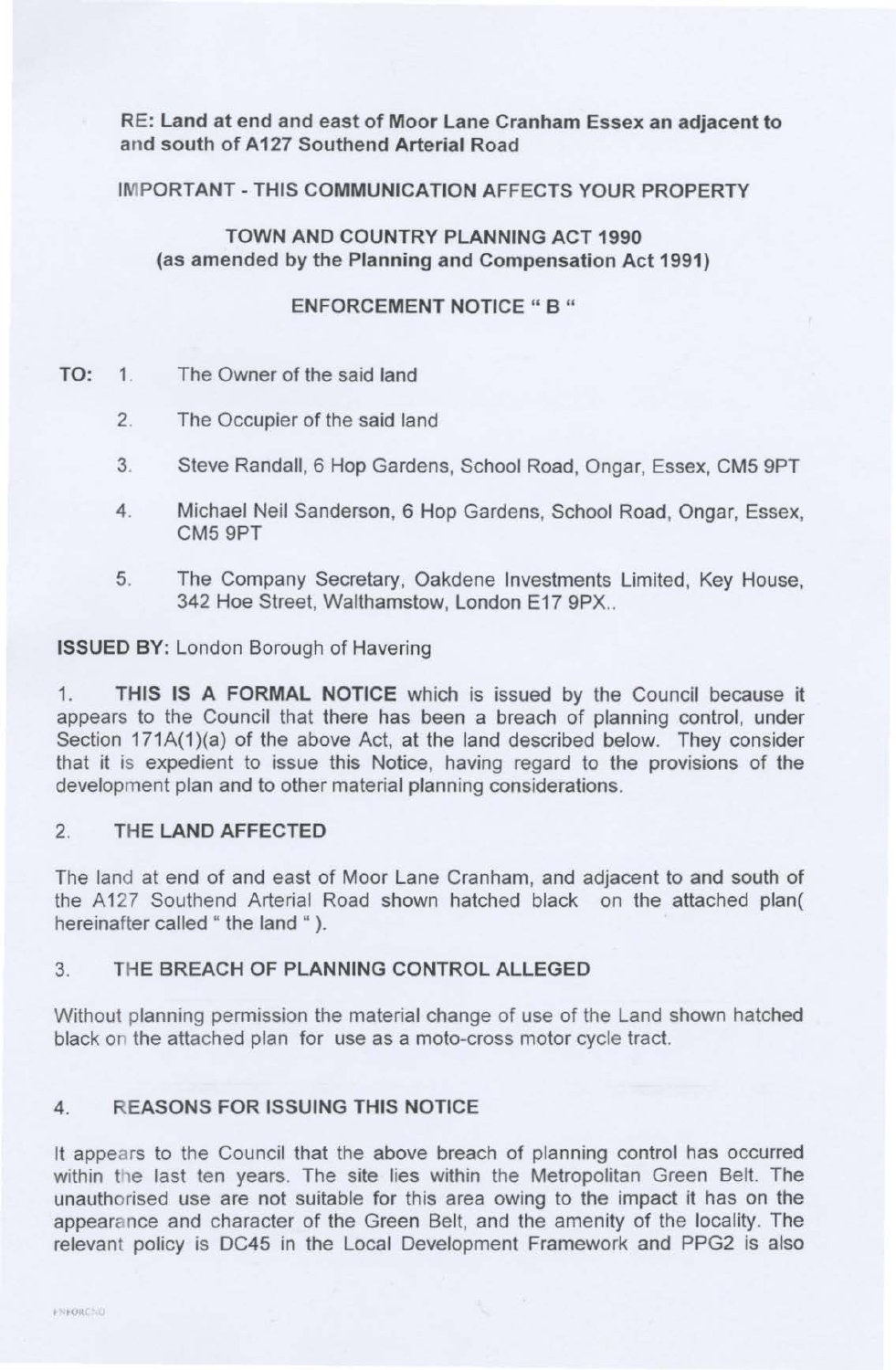**RE: Land at end and east of Moor Lane Cranham Essex an adjacent to and south of A127 Southend Arterial Road**

IMPORTANT - THIS COMMUNICATION AFFECTS YOUR PROPERTY

**TOWN AND COUNTRY PLANNING ACT 1990**
**(as amended by the Planning and Compensation Act 1991)**

**ENFORCEMENT NOTICE " B "**

**TO:**

1. The Owner of the said land
2. The Occupier of the said land
3. Steve Randall, 6 Hop Gardens, School Road, Ongar, Essex, CM5 9PT
4. Michael Neil Sanderson, 6 Hop Gardens, School Road, Ongar, Essex, CM5 9PT
5. The Company Secretary, Oakdene Investments Limited, Key House, 342 Hoe Street, Walthamstow, London E17 9PX..

**ISSUED BY:** London Borough of Havering

1. **THIS IS A FORMAL NOTICE** which is issued by the Council because it appears to the Council that there has been a breach of planning control, under Section 171A(1)(a) of the above Act, at the land described below. They consider that it is expedient to issue this Notice, having regard to the provisions of the development plan and to other material planning considerations.

## 2. THE LAND AFFECTED

The land at end of and east of Moor Lane Cranham, and adjacent to and south of the A127 Southend Arterial Road shown hatched black on the attached plan( hereinafter called " the land " ).

## 3. THE BREACH OF PLANNING CONTROL ALLEGED

Without planning permission the material change of use of the Land shown hatched black on the attached plan for use as a moto-cross motor cycle tract.

## 4. REASONS FOR ISSUING THIS NOTICE

It appears to the Council that the above breach of planning control has occurred within the last ten years. The site lies within the Metropolitan Green Belt. The unauthorised use are not suitable for this area owing to the impact it has on the appearance and character of the Green Belt, and the amenity of the locality. The relevant policy is DC45 in the Local Development Framework and PPG2 is also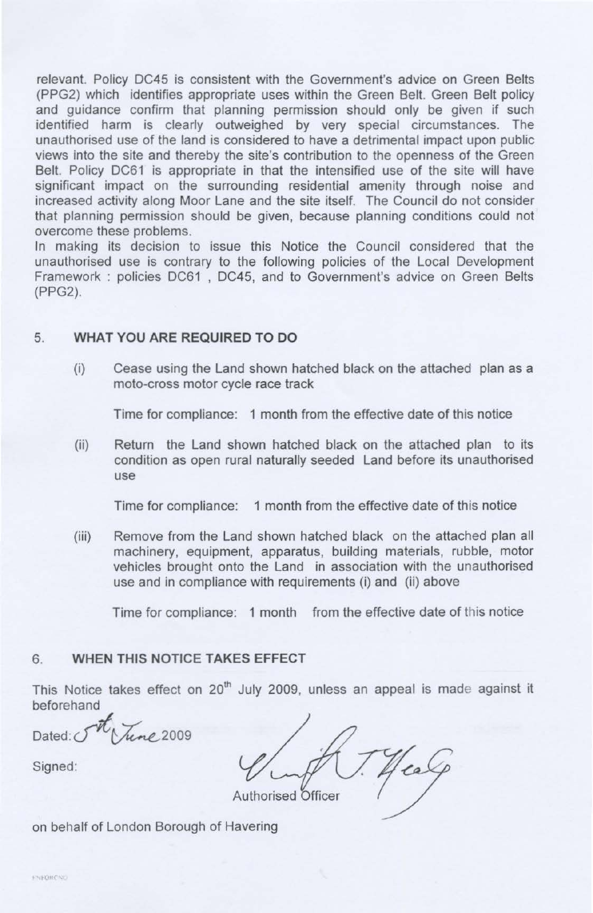relevant. Policy DC45 is consistent with the Government's advice on Green Belts (PPG2) which identifies appropriate uses within the Green Belt. Green Belt policy and guidance confirm that planning permission should only be given if such identified harm is clearly outweighed by very special circumstances. The unauthorised use of the land is considered to have a detrimental impact upon public views into the site and thereby the site's contribution to the openness of the Green Belt. Policy DC61 is appropriate in that the intensified use of the site will have significant impact on the surrounding residential amenity through noise and increased activity along Moor Lane and the site itself. The Council do not consider that planning permission should be given, because planning conditions could not overcome these problems.

In making its decision to issue this Notice the Council considered that the unauthorised use is contrary to the following policies of the Local Development Framework : policies DC61 , DC45, and to Government's advice on Green Belts (PPG2).

## 5. WHAT YOU ARE REQUIRED TO DO

(i) Cease using the Land shown hatched black on the attached plan as a moto-cross motor cycle race track

Time for compliance: 1 month from the effective date of this notice

(ii) Return the Land shown hatched black on the attached plan to its condition as open rural naturally seeded Land before its unauthorised use

Time for compliance: 1 month from the effective date of this notice

(iii) Remove from the Land shown hatched black on the attached plan all machinery, equipment, apparatus, building materials, rubble, motor vehicles brought onto the Land in association with the unauthorised use and in compliance with requirements (i) and (ii) above

Time for compliance: 1 month from the effective date of this notice

## 6. WHEN THIS NOTICE TAKES EFFECT

This Notice takes effect on 20th July 2009, unless an appeal is made against it beforehand

Dated: 5th June 2009

Signed:

Authorised Officer

on behalf of London Borough of Havering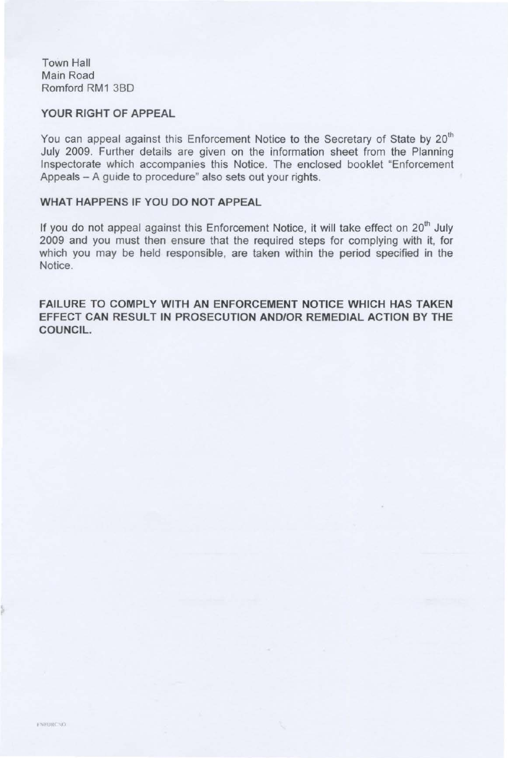Town Hall
Main Road
Romford RM1 3BD

**YOUR RIGHT OF APPEAL**

You can appeal against this Enforcement Notice to the Secretary of State by 20th July 2009. Further details are given on the information sheet from the Planning Inspectorate which accompanies this Notice. The enclosed booklet "Enforcement Appeals – A guide to procedure" also sets out your rights.

**WHAT HAPPENS IF YOU DO NOT APPEAL**

If you do not appeal against this Enforcement Notice, it will take effect on 20th July 2009 and you must then ensure that the required steps for complying with it, for which you may be held responsible, are taken within the period specified in the Notice.

**FAILURE TO COMPLY WITH AN ENFORCEMENT NOTICE WHICH HAS TAKEN EFFECT CAN RESULT IN PROSECUTION AND/OR REMEDIAL ACTION BY THE COUNCIL.**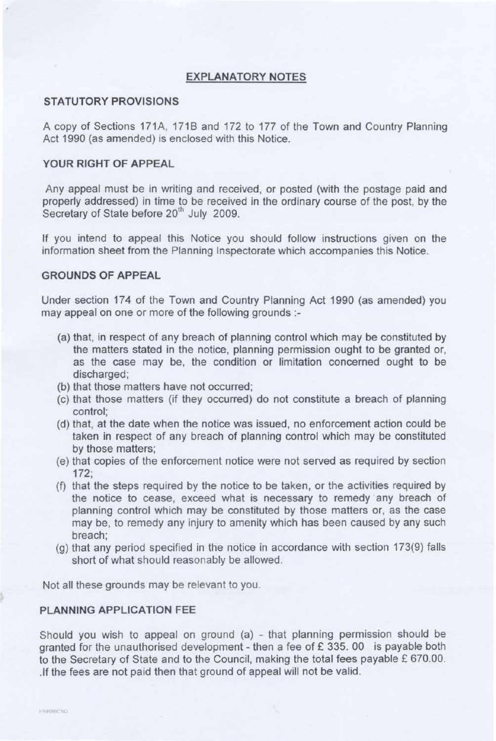## EXPLANATORY NOTES

### STATUTORY PROVISIONS

A copy of Sections 171A, 171B and 172 to 177 of the Town and Country Planning Act 1990 (as amended) is enclosed with this Notice.

### YOUR RIGHT OF APPEAL

Any appeal must be in writing and received, or posted (with the postage paid and properly addressed) in time to be received in the ordinary course of the post, by the Secretary of State before 20th July 2009.

If you intend to appeal this Notice you should follow instructions given on the information sheet from the Planning Inspectorate which accompanies this Notice.

### GROUNDS OF APPEAL

Under section 174 of the Town and Country Planning Act 1990 (as amended) you may appeal on one or more of the following grounds :-

(a) that, in respect of any breach of planning control which may be constituted by the matters stated in the notice, planning permission ought to be granted or, as the case may be, the condition or limitation concerned ought to be discharged;
(b) that those matters have not occurred;
(c) that those matters (if they occurred) do not constitute a breach of planning control;
(d) that, at the date when the notice was issued, no enforcement action could be taken in respect of any breach of planning control which may be constituted by those matters;
(e) that copies of the enforcement notice were not served as required by section 172;
(f) that the steps required by the notice to be taken, or the activities required by the notice to cease, exceed what is necessary to remedy any breach of planning control which may be constituted by those matters or, as the case may be, to remedy any injury to amenity which has been caused by any such breach;
(g) that any period specified in the notice in accordance with section 173(9) falls short of what should reasonably be allowed.

Not all these grounds may be relevant to you.

### PLANNING APPLICATION FEE

Should you wish to appeal on ground (a) - that planning permission should be granted for the unauthorised development - then a fee of £ 335. 00 is payable both to the Secretary of State and to the Council, making the total fees payable £ 670.00. .If the fees are not paid then that ground of appeal will not be valid.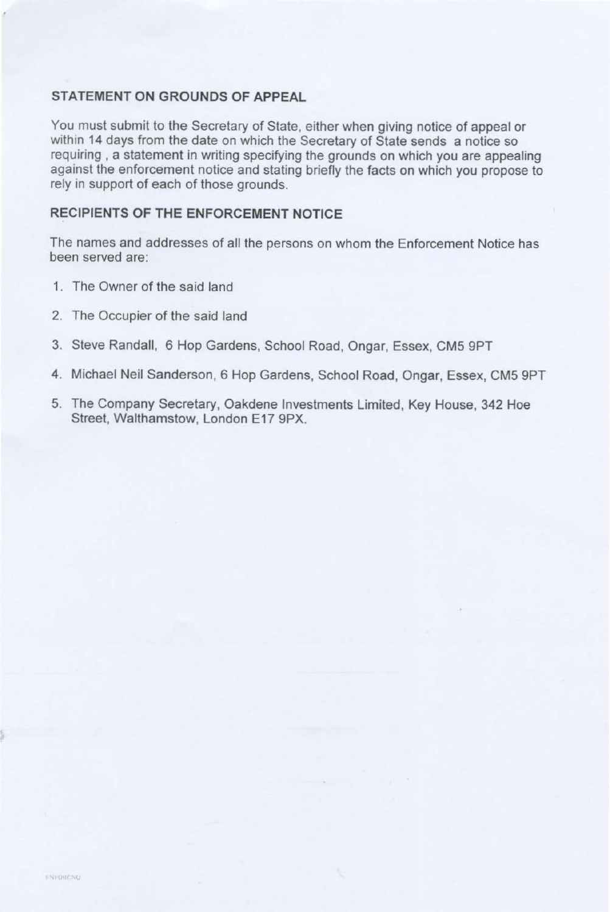## STATEMENT ON GROUNDS OF APPEAL

You must submit to the Secretary of State, either when giving notice of appeal or within 14 days from the date on which the Secretary of State sends a notice so requiring , a statement in writing specifying the grounds on which you are appealing against the enforcement notice and stating briefly the facts on which you propose to rely in support of each of those grounds.

## RECIPIENTS OF THE ENFORCEMENT NOTICE

The names and addresses of all the persons on whom the Enforcement Notice has been served are:

1. The Owner of the said land
2. The Occupier of the said land
3. Steve Randall, 6 Hop Gardens, School Road, Ongar, Essex, CM5 9PT
4. Michael Neil Sanderson, 6 Hop Gardens, School Road, Ongar, Essex, CM5 9PT
5. The Company Secretary, Oakdene Investments Limited, Key House, 342 Hoe Street, Walthamstow, London E17 9PX.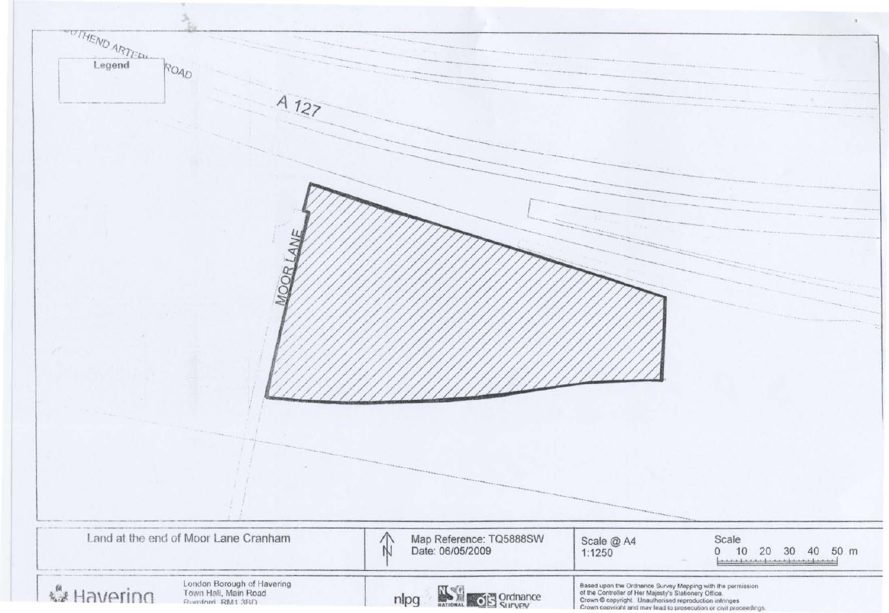SOUTHEND ARTERIAL ROAD

Legend

A 127

MOOR LANE

| | | | |
|---|---|---|---|
| Land at the end of Moor Lane Cranham | Map Reference: TQ5888SW<br>Date: 06/05/2009 | Scale @ A4<br>1:1250 | Scale<br>0 10 20 30 40 50 m |

Havering — London Borough of Havering, Town Hall, Main Road, Romford RM1 3BD

nlpg — NATIONAL — Ordnance Survey

Based upon the Ordnance Survey Mapping with the permission of the Controller of Her Majesty's Stationery Office. Crown © copyright. Unauthorised reproduction infringes Crown copyright and may lead to prosecution or civil proceedings.